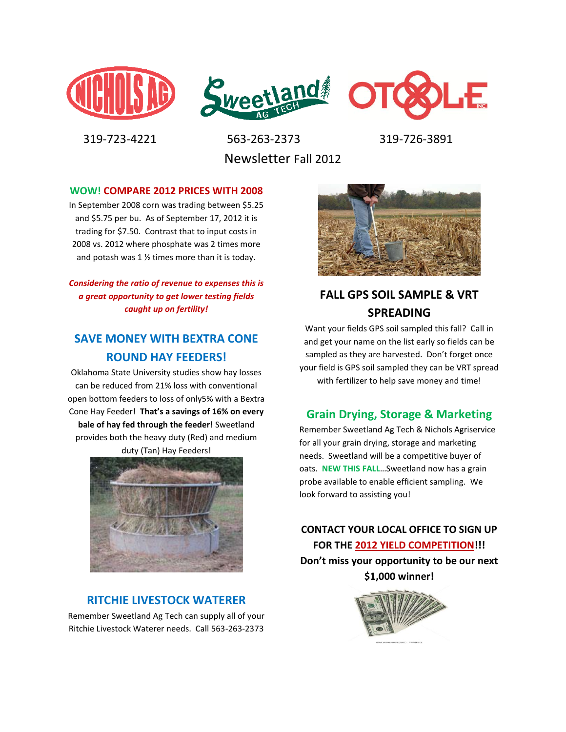319-723-4221 563-263-2373 319-726-3891

Newsletter Fall 2012

## WOW! COMPARE 2012 PRICES WITH 2008

In September 2008 corn was trading between $5.25 and $5.75 per bu. As of September 17, 2012 it is trading for $7.50. Contrast that to input costs in 2008 vs. 2012 where phosphate was 2 times more and potash was 1 ½ times more than it is today.

***Considering the ratio of revenue to expenses this is a great opportunity to get lower testing fields caught up on fertility!***

## SAVE MONEY WITH BEXTRA CONE ROUND HAY FEEDERS!

Oklahoma State University studies show hay losses can be reduced from 21% loss with conventional open bottom feeders to loss of only5% with a Bextra Cone Hay Feeder! **That's a savings of 16% on every bale of hay fed through the feeder!** Sweetland provides both the heavy duty (Red) and medium duty (Tan) Hay Feeders!

## RITCHIE LIVESTOCK WATERER

Remember Sweetland Ag Tech can supply all of your Ritchie Livestock Waterer needs. Call 563-263-2373

## FALL GPS SOIL SAMPLE & VRT SPREADING

Want your fields GPS soil sampled this fall? Call in and get your name on the list early so fields can be sampled as they are harvested. Don't forget once your field is GPS soil sampled they can be VRT spread with fertilizer to help save money and time!

## Grain Drying, Storage & Marketing

Remember Sweetland Ag Tech & Nichols Agriservice for all your grain drying, storage and marketing needs. Sweetland will be a competitive buyer of oats. **NEW THIS FALL**…Sweetland now has a grain probe available to enable efficient sampling. We look forward to assisting you!

**CONTACT YOUR LOCAL OFFICE TO SIGN UP FOR THE 2012 YIELD COMPETITION!!!**
**Don't miss your opportunity to be our next $1,000 winner!**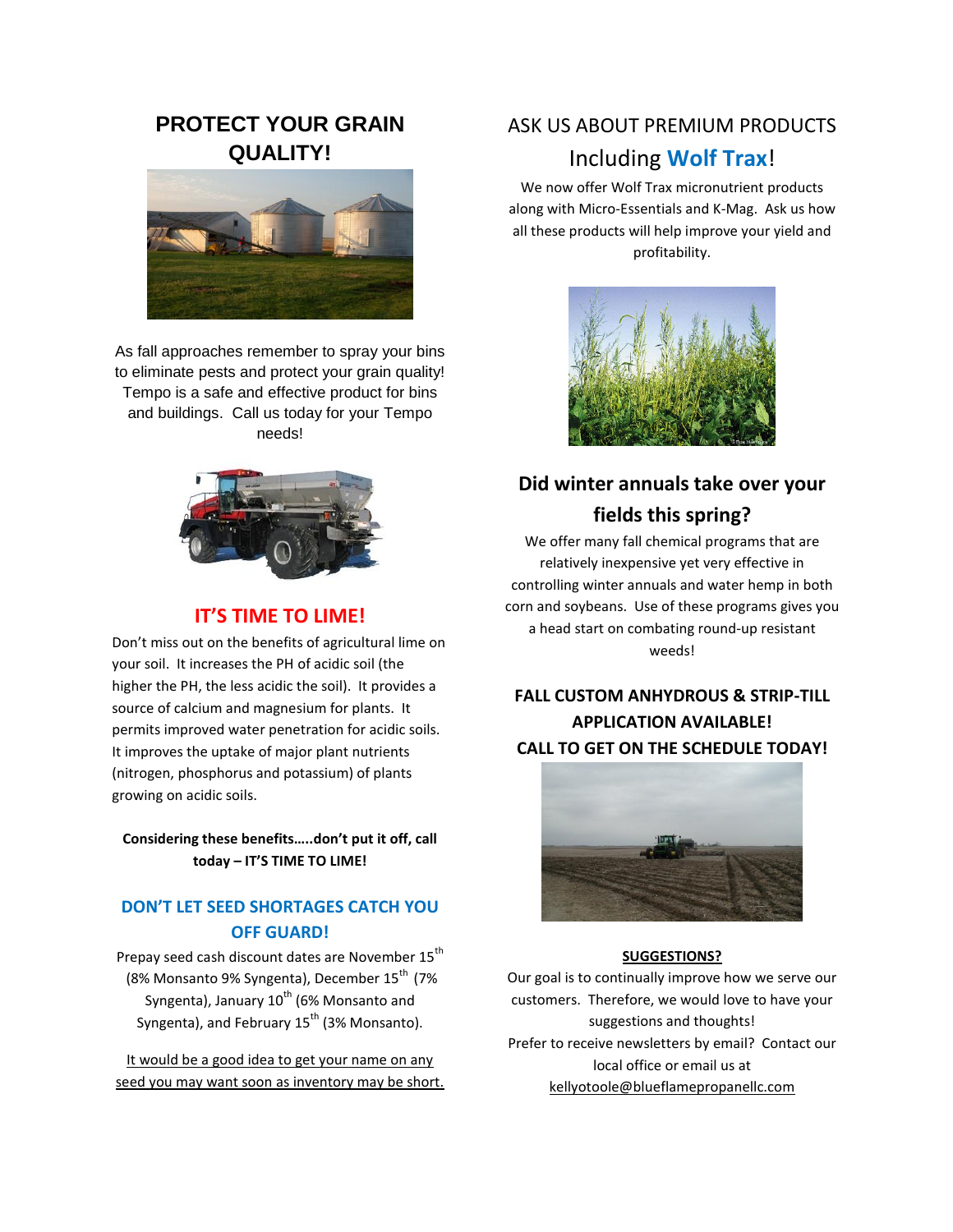## PROTECT YOUR GRAIN QUALITY!

As fall approaches remember to spray your bins to eliminate pests and protect your grain quality! Tempo is a safe and effective product for bins and buildings. Call us today for your Tempo needs!

## IT'S TIME TO LIME!

Don't miss out on the benefits of agricultural lime on your soil. It increases the PH of acidic soil (the higher the PH, the less acidic the soil). It provides a source of calcium and magnesium for plants. It permits improved water penetration for acidic soils. It improves the uptake of major plant nutrients (nitrogen, phosphorus and potassium) of plants growing on acidic soils.

**Considering these benefits…..don't put it off, call today – IT'S TIME TO LIME!**

## DON'T LET SEED SHORTAGES CATCH YOU OFF GUARD!

Prepay seed cash discount dates are November 15th (8% Monsanto 9% Syngenta), December 15th (7% Syngenta), January 10th (6% Monsanto and Syngenta), and February 15th (3% Monsanto).

It would be a good idea to get your name on any seed you may want soon as inventory may be short.

## ASK US ABOUT PREMIUM PRODUCTS Including Wolf Trax!

We now offer Wolf Trax micronutrient products along with Micro-Essentials and K-Mag. Ask us how all these products will help improve your yield and profitability.

## Did winter annuals take over your fields this spring?

We offer many fall chemical programs that are relatively inexpensive yet very effective in controlling winter annuals and water hemp in both corn and soybeans. Use of these programs gives you a head start on combating round-up resistant weeds!

**FALL CUSTOM ANHYDROUS & STRIP-TILL APPLICATION AVAILABLE!**
**CALL TO GET ON THE SCHEDULE TODAY!**

**SUGGESTIONS?**

Our goal is to continually improve how we serve our customers. Therefore, we would love to have your suggestions and thoughts!

Prefer to receive newsletters by email? Contact our local office or email us at kellyotoole@blueflamepropanellc.com